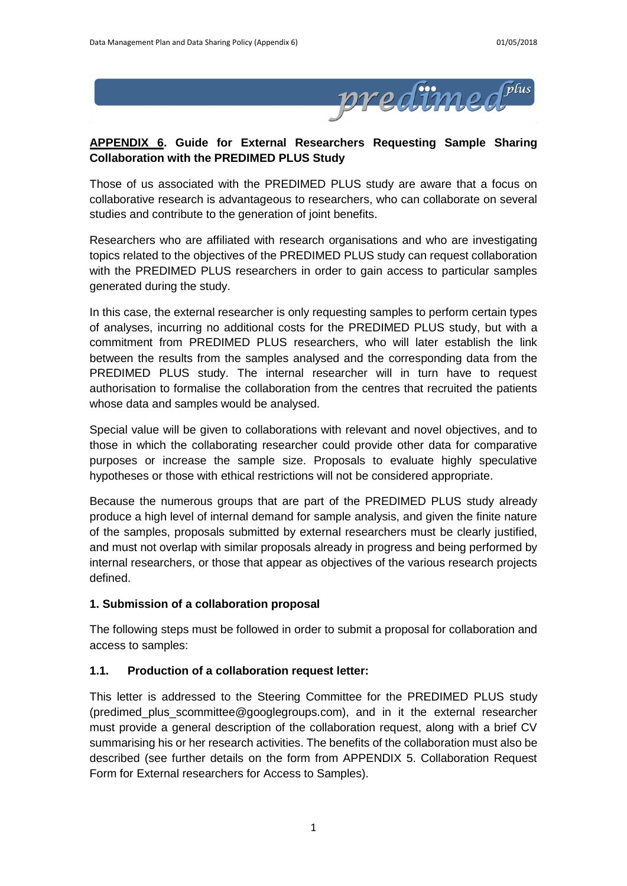## **APPENDIX 6**. Guide for External Researchers Requesting Sample Sharing Collaboration with the PREDIMED PLUS Study

Those of us associated with the PREDIMED PLUS study are aware that a focus on collaborative research is advantageous to researchers, who can collaborate on several studies and contribute to the generation of joint benefits.

Researchers who are affiliated with research organisations and who are investigating topics related to the objectives of the PREDIMED PLUS study can request collaboration with the PREDIMED PLUS researchers in order to gain access to particular samples generated during the study.

In this case, the external researcher is only requesting samples to perform certain types of analyses, incurring no additional costs for the PREDIMED PLUS study, but with a commitment from PREDIMED PLUS researchers, who will later establish the link between the results from the samples analysed and the corresponding data from the PREDIMED PLUS study. The internal researcher will in turn have to request authorisation to formalise the collaboration from the centres that recruited the patients whose data and samples would be analysed.

Special value will be given to collaborations with relevant and novel objectives, and to those in which the collaborating researcher could provide other data for comparative purposes or increase the sample size. Proposals to evaluate highly speculative hypotheses or those with ethical restrictions will not be considered appropriate.

Because the numerous groups that are part of the PREDIMED PLUS study already produce a high level of internal demand for sample analysis, and given the finite nature of the samples, proposals submitted by external researchers must be clearly justified, and must not overlap with similar proposals already in progress and being performed by internal researchers, or those that appear as objectives of the various research projects defined.

### 1. Submission of a collaboration proposal

The following steps must be followed in order to submit a proposal for collaboration and access to samples:

#### 1.1. Production of a collaboration request letter:

This letter is addressed to the Steering Committee for the PREDIMED PLUS study (predimed_plus_scommittee@googlegroups.com), and in it the external researcher must provide a general description of the collaboration request, along with a brief CV summarising his or her research activities. The benefits of the collaboration must also be described (see further details on the form from APPENDIX 5. Collaboration Request Form for External researchers for Access to Samples).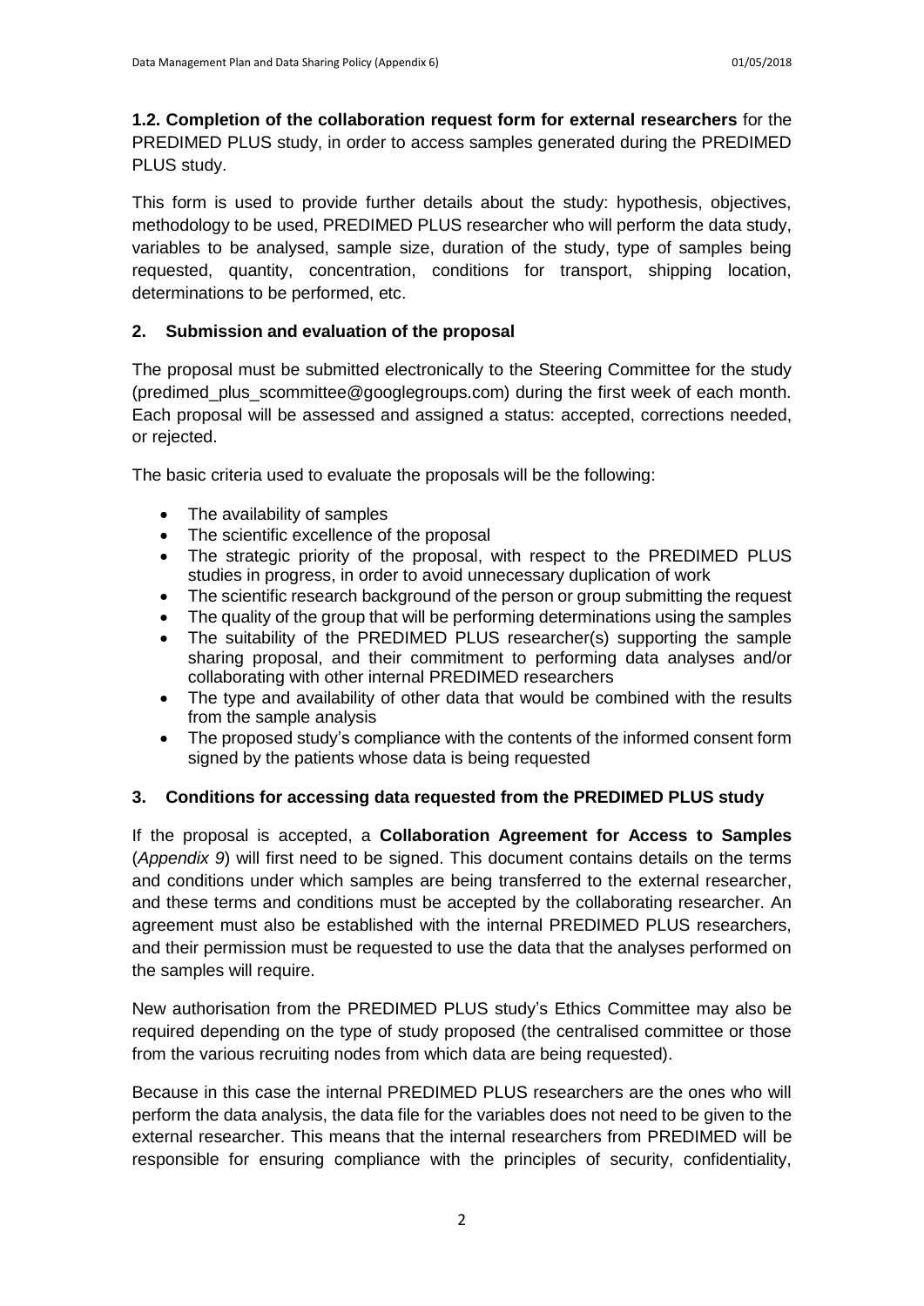**1.2. Completion of the collaboration request form for external researchers** for the PREDIMED PLUS study, in order to access samples generated during the PREDIMED PLUS study.

This form is used to provide further details about the study: hypothesis, objectives, methodology to be used, PREDIMED PLUS researcher who will perform the data study, variables to be analysed, sample size, duration of the study, type of samples being requested, quantity, concentration, conditions for transport, shipping location, determinations to be performed, etc.

## 2. Submission and evaluation of the proposal

The proposal must be submitted electronically to the Steering Committee for the study (predimed_plus_scommittee@googlegroups.com) during the first week of each month. Each proposal will be assessed and assigned a status: accepted, corrections needed, or rejected.

The basic criteria used to evaluate the proposals will be the following:

- The availability of samples
- The scientific excellence of the proposal
- The strategic priority of the proposal, with respect to the PREDIMED PLUS studies in progress, in order to avoid unnecessary duplication of work
- The scientific research background of the person or group submitting the request
- The quality of the group that will be performing determinations using the samples
- The suitability of the PREDIMED PLUS researcher(s) supporting the sample sharing proposal, and their commitment to performing data analyses and/or collaborating with other internal PREDIMED researchers
- The type and availability of other data that would be combined with the results from the sample analysis
- The proposed study's compliance with the contents of the informed consent form signed by the patients whose data is being requested

## 3. Conditions for accessing data requested from the PREDIMED PLUS study

If the proposal is accepted, a **Collaboration Agreement for Access to Samples** (*Appendix 9*) will first need to be signed. This document contains details on the terms and conditions under which samples are being transferred to the external researcher, and these terms and conditions must be accepted by the collaborating researcher. An agreement must also be established with the internal PREDIMED PLUS researchers, and their permission must be requested to use the data that the analyses performed on the samples will require.

New authorisation from the PREDIMED PLUS study's Ethics Committee may also be required depending on the type of study proposed (the centralised committee or those from the various recruiting nodes from which data are being requested).

Because in this case the internal PREDIMED PLUS researchers are the ones who will perform the data analysis, the data file for the variables does not need to be given to the external researcher. This means that the internal researchers from PREDIMED will be responsible for ensuring compliance with the principles of security, confidentiality,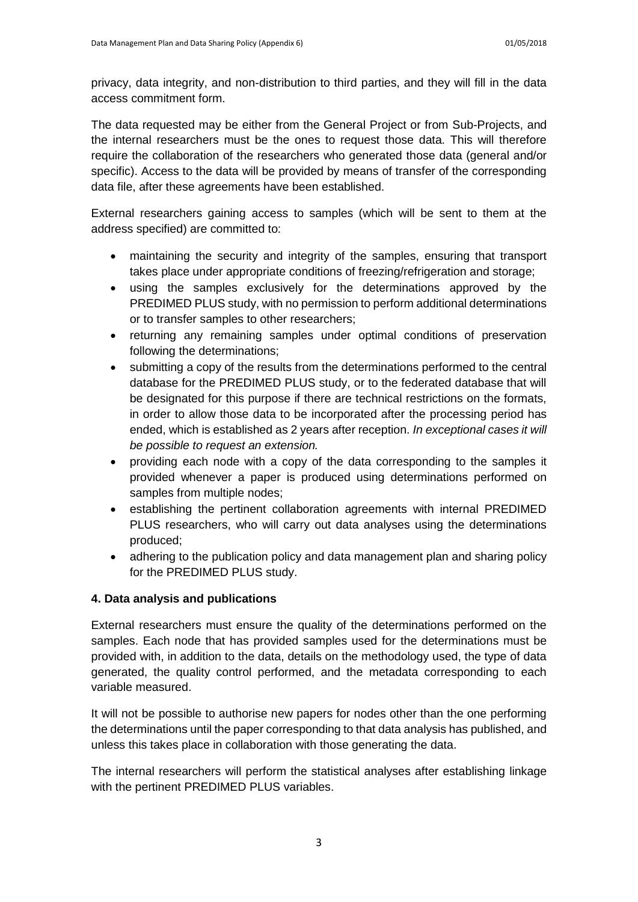privacy, data integrity, and non-distribution to third parties, and they will fill in the data access commitment form.

The data requested may be either from the General Project or from Sub-Projects, and the internal researchers must be the ones to request those data. This will therefore require the collaboration of the researchers who generated those data (general and/or specific). Access to the data will be provided by means of transfer of the corresponding data file, after these agreements have been established.

External researchers gaining access to samples (which will be sent to them at the address specified) are committed to:

- maintaining the security and integrity of the samples, ensuring that transport takes place under appropriate conditions of freezing/refrigeration and storage;
- using the samples exclusively for the determinations approved by the PREDIMED PLUS study, with no permission to perform additional determinations or to transfer samples to other researchers;
- returning any remaining samples under optimal conditions of preservation following the determinations;
- submitting a copy of the results from the determinations performed to the central database for the PREDIMED PLUS study, or to the federated database that will be designated for this purpose if there are technical restrictions on the formats, in order to allow those data to be incorporated after the processing period has ended, which is established as 2 years after reception. *In exceptional cases it will be possible to request an extension.*
- providing each node with a copy of the data corresponding to the samples it provided whenever a paper is produced using determinations performed on samples from multiple nodes;
- establishing the pertinent collaboration agreements with internal PREDIMED PLUS researchers, who will carry out data analyses using the determinations produced;
- adhering to the publication policy and data management plan and sharing policy for the PREDIMED PLUS study.

## 4. Data analysis and publications

External researchers must ensure the quality of the determinations performed on the samples. Each node that has provided samples used for the determinations must be provided with, in addition to the data, details on the methodology used, the type of data generated, the quality control performed, and the metadata corresponding to each variable measured.

It will not be possible to authorise new papers for nodes other than the one performing the determinations until the paper corresponding to that data analysis has published, and unless this takes place in collaboration with those generating the data.

The internal researchers will perform the statistical analyses after establishing linkage with the pertinent PREDIMED PLUS variables.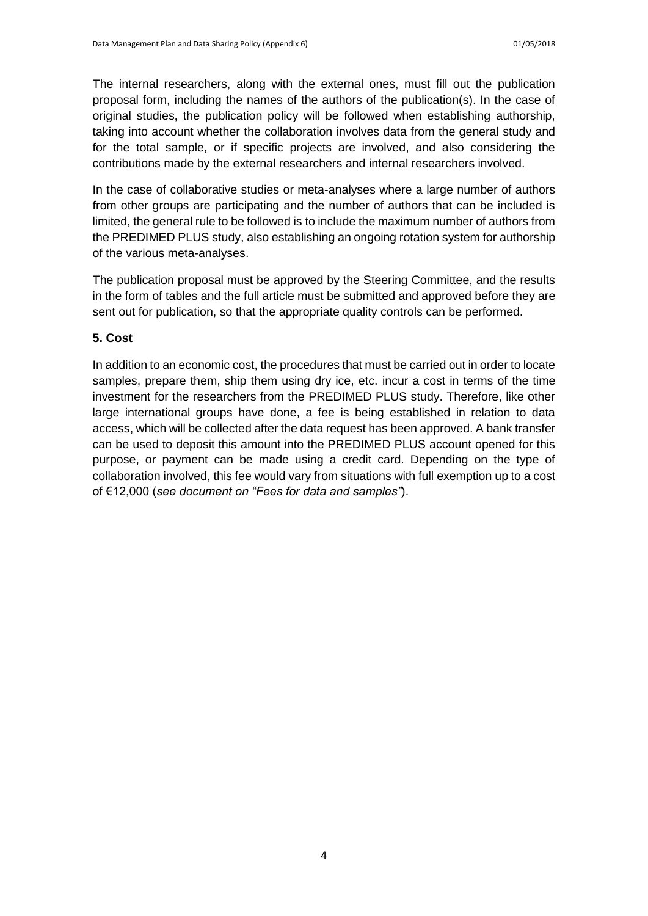The internal researchers, along with the external ones, must fill out the publication proposal form, including the names of the authors of the publication(s). In the case of original studies, the publication policy will be followed when establishing authorship, taking into account whether the collaboration involves data from the general study and for the total sample, or if specific projects are involved, and also considering the contributions made by the external researchers and internal researchers involved.

In the case of collaborative studies or meta-analyses where a large number of authors from other groups are participating and the number of authors that can be included is limited, the general rule to be followed is to include the maximum number of authors from the PREDIMED PLUS study, also establishing an ongoing rotation system for authorship of the various meta-analyses.

The publication proposal must be approved by the Steering Committee, and the results in the form of tables and the full article must be submitted and approved before they are sent out for publication, so that the appropriate quality controls can be performed.

**5. Cost**

In addition to an economic cost, the procedures that must be carried out in order to locate samples, prepare them, ship them using dry ice, etc. incur a cost in terms of the time investment for the researchers from the PREDIMED PLUS study. Therefore, like other large international groups have done, a fee is being established in relation to data access, which will be collected after the data request has been approved. A bank transfer can be used to deposit this amount into the PREDIMED PLUS account opened for this purpose, or payment can be made using a credit card. Depending on the type of collaboration involved, this fee would vary from situations with full exemption up to a cost of €12,000 (*see document on "Fees for data and samples"*).